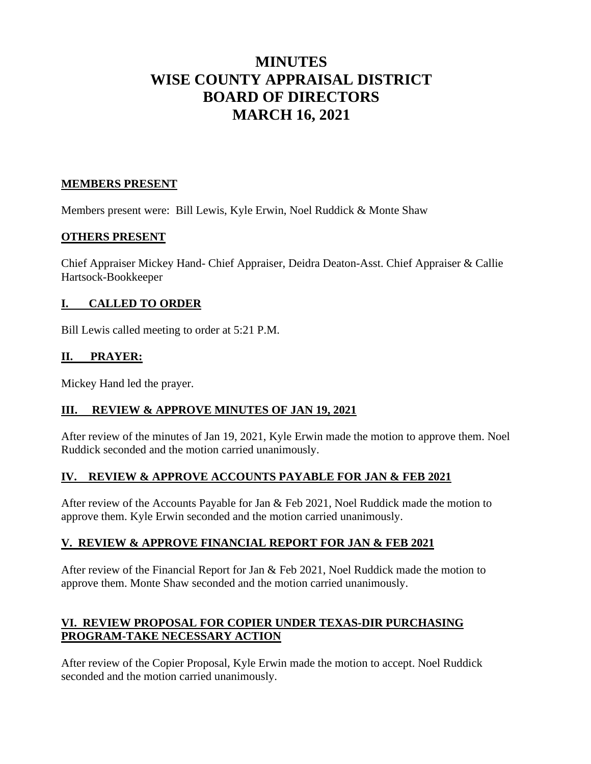# MINUTES
# WISE COUNTY APPRAISAL DISTRICT
# BOARD OF DIRECTORS
# MARCH 16, 2021

## MEMBERS PRESENT

Members present were: Bill Lewis, Kyle Erwin, Noel Ruddick & Monte Shaw

## OTHERS PRESENT

Chief Appraiser Mickey Hand- Chief Appraiser, Deidra Deaton-Asst. Chief Appraiser & Callie Hartsock-Bookkeeper

## I. CALLED TO ORDER

Bill Lewis called meeting to order at 5:21 P.M.

## II. PRAYER:

Mickey Hand led the prayer.

## III. REVIEW & APPROVE MINUTES OF JAN 19, 2021

After review of the minutes of Jan 19, 2021, Kyle Erwin made the motion to approve them. Noel Ruddick seconded and the motion carried unanimously.

## IV. REVIEW & APPROVE ACCOUNTS PAYABLE FOR JAN & FEB 2021

After review of the Accounts Payable for Jan & Feb 2021, Noel Ruddick made the motion to approve them. Kyle Erwin seconded and the motion carried unanimously.

## V. REVIEW & APPROVE FINANCIAL REPORT FOR JAN & FEB 2021

After review of the Financial Report for Jan & Feb 2021, Noel Ruddick made the motion to approve them. Monte Shaw seconded and the motion carried unanimously.

## VI. REVIEW PROPOSAL FOR COPIER UNDER TEXAS-DIR PURCHASING PROGRAM-TAKE NECESSARY ACTION

After review of the Copier Proposal, Kyle Erwin made the motion to accept. Noel Ruddick seconded and the motion carried unanimously.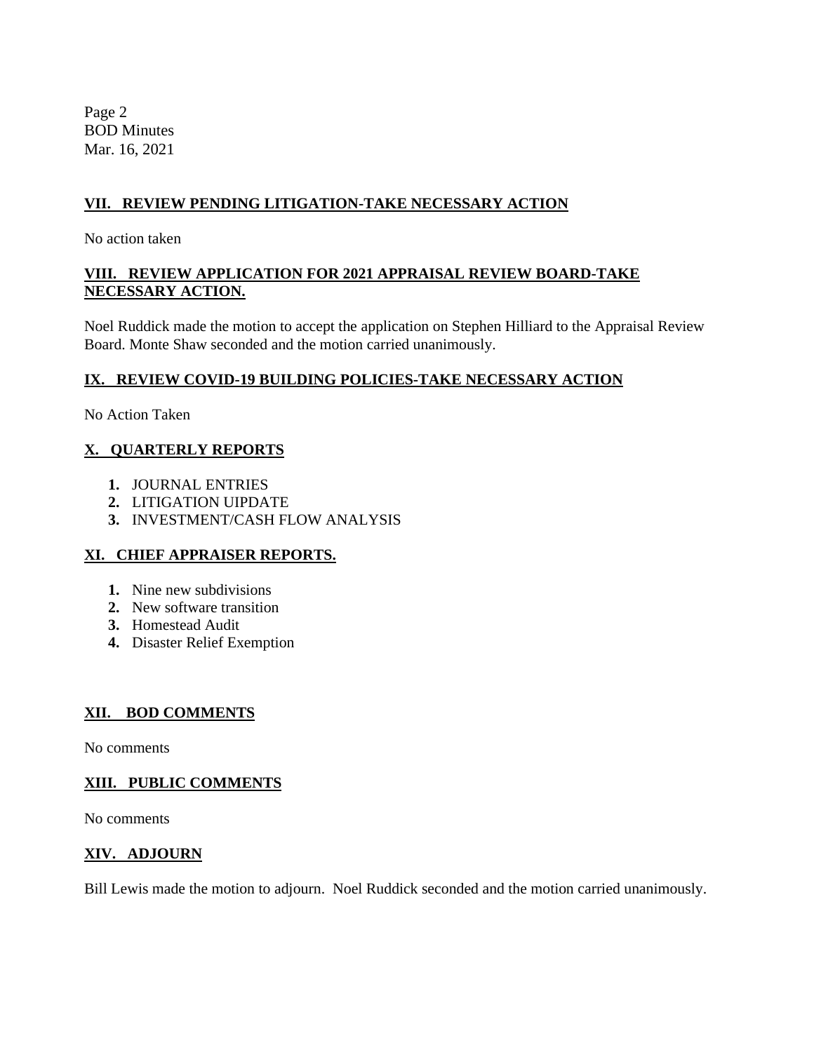## VII. REVIEW PENDING LITIGATION-TAKE NECESSARY ACTION

No action taken

## VIII. REVIEW APPLICATION FOR 2021 APPRAISAL REVIEW BOARD-TAKE NECESSARY ACTION.

Noel Ruddick made the motion to accept the application on Stephen Hilliard to the Appraisal Review Board. Monte Shaw seconded and the motion carried unanimously.

## IX. REVIEW COVID-19 BUILDING POLICIES-TAKE NECESSARY ACTION

No Action Taken

## X. QUARTERLY REPORTS

1. JOURNAL ENTRIES
2. LITIGATION UIPDATE
3. INVESTMENT/CASH FLOW ANALYSIS

## XI. CHIEF APPRAISER REPORTS.

1. Nine new subdivisions
2. New software transition
3. Homestead Audit
4. Disaster Relief Exemption

## XII. BOD COMMENTS

No comments

## XIII. PUBLIC COMMENTS

No comments

## XIV. ADJOURN

Bill Lewis made the motion to adjourn. Noel Ruddick seconded and the motion carried unanimously.